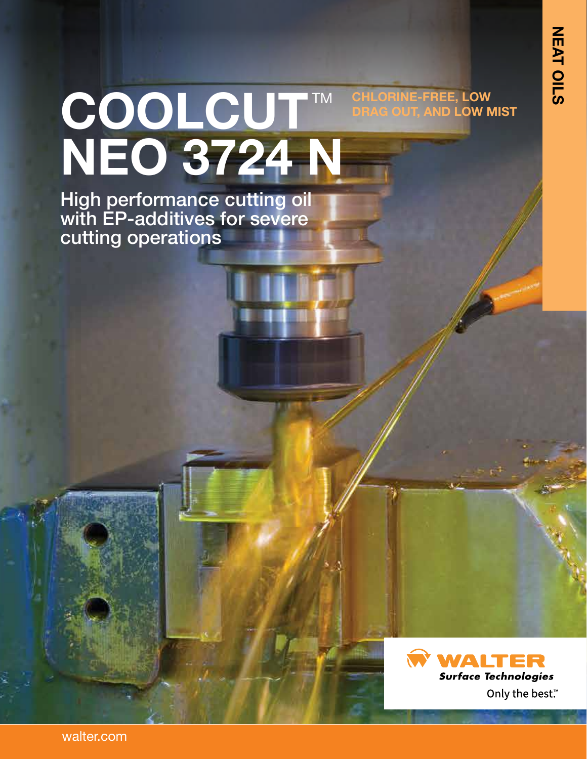NEAT OILS

# COOLCUT™ NEO 3724 N

**CHLORINE-FREE, LOW DRAG OUT, AND LOW MIST**

## High performance cutting oil with EP-additives for severe cutting operations

WALTER
*Surface Technologies*
Only the best.™

walter.com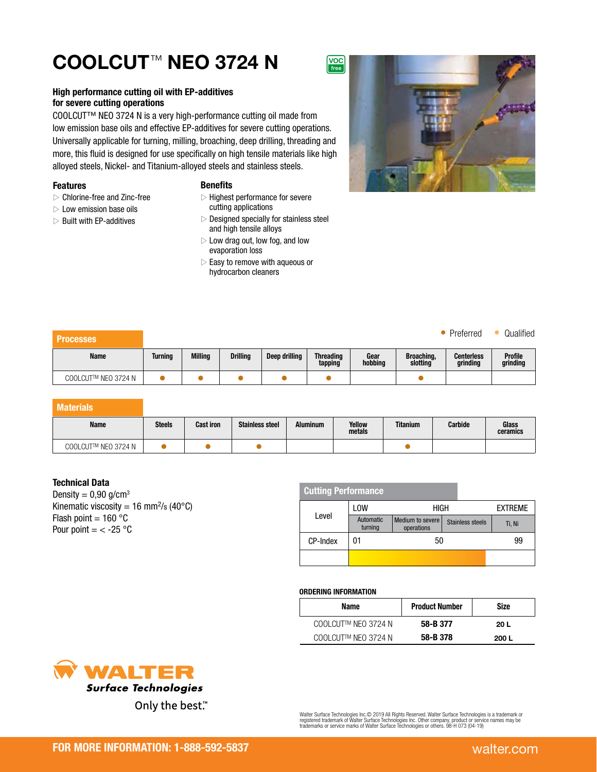# COOLCUT™ NEO 3724 N

VOC free

### High performance cutting oil with EP-additives for severe cutting operations

COOLCUT™ NEO 3724 N is a very high-performance cutting oil made from low emission base oils and effective EP-additives for severe cutting operations. Universally applicable for turning, milling, broaching, deep drilling, threading and more, this fluid is designed for use specifically on high tensile materials like high alloyed steels, Nickel- and Titanium-alloyed steels and stainless steels.

### Features

- Chlorine-free and Zinc-free
- Low emission base oils
- Built with EP-additives

### Benefits

- Highest performance for severe cutting applications
- Designed specially for stainless steel and high tensile alloys
- Low drag out, low fog, and low evaporation loss
- Easy to remove with aqueous or hydrocarbon cleaners

● Preferred ● Qualified

### Processes

| Name | Turning | Milling | Drilling | Deep drilling | Threading tapping | Gear hobbing | Broaching, slotting | Centerless grinding | Profile grinding |
|---|---|---|---|---|---|---|---|---|---|
| COOLCUT™ NEO 3724 N | ● | ● | ● | ● | ● | | ● | | |

### Materials

| Name | Steels | Cast iron | Stainless steel | Aluminum | Yellow metals | Titanium | Carbide | Glass ceramics |
|---|---|---|---|---|---|---|---|---|
| COOLCUT™ NEO 3724 N | ● | ● | ● | | | ● | | |

### Technical Data

Density = 0,90 g/cm³
Kinematic viscosity = 16 mm²/s (40°C)
Flash point = 160 °C
Pour point = < -25 °C

### Cutting Performance

| Level | LOW | | HIGH | EXTREME |
|---|---|---|---|---|
| | Automatic turning | Medium to severe operations | Stainless steels | Ti, Ni |
| CP-Index | 01 | | 50 | 99 |

### ORDERING INFORMATION

| Name | Product Number | Size |
|---|---|---|
| COOLCUT™ NEO 3724 N | 58-B 377 | 20 L |
| COOLCUT™ NEO 3724 N | 58-B 378 | 200 L |

WALTER Surface Technologies
Only the best.™

Walter Surface Technologies Inc.© 2019 All Rights Reserved. Walter Surface Technologies is a trademark or registered trademark of Walter Surface Technologies Inc. Other company, product or service names may be trademarks or service marks of Walter Surface Technologies or others. 98-H 073 (04-19)

FOR MORE INFORMATION: 1-888-592-5837 walter.com